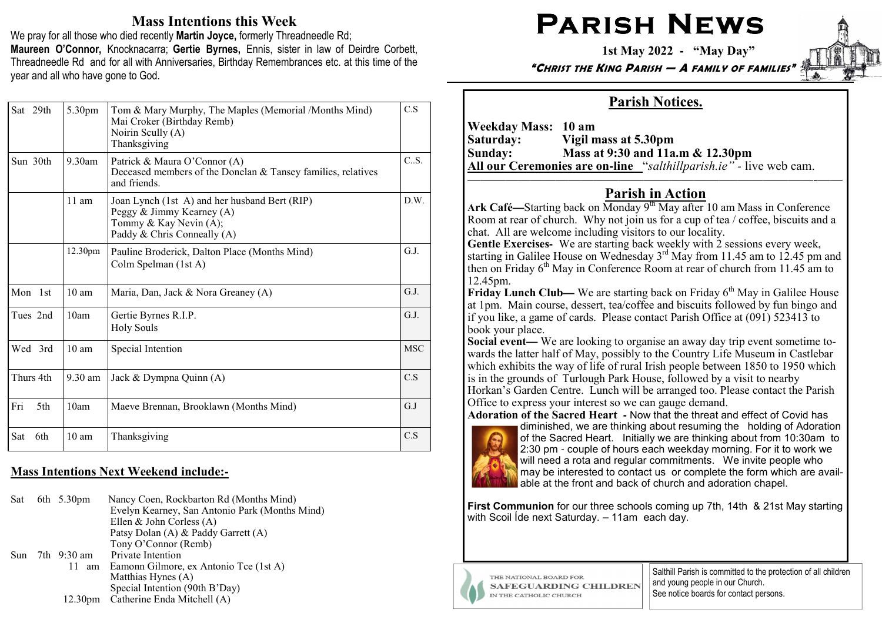## Mass Intentions this Week

We pray for all those who died recently **Martin Joyce,** formerly Threadneedle Rd; **Maureen O'Connor,** Knocknacarra; **Gertie Byrnes,** Ennis, sister in law of Deirdre Corbett, Threadneedle Rd and for all with Anniversaries, Birthday Remembrances etc. at this time of the year and all who have gone to God.

| | | | |
|---|---|---|---|
| Sat 29th | 5.30pm | Tom & Mary Murphy, The Maples (Memorial /Months Mind)<br>Mai Croker (Birthday Remb)<br>Noirin Scully (A)<br>Thanksgiving | C.S |
| Sun 30th | 9.30am | Patrick & Maura O'Connor (A)<br>Deceased members of the Donelan & Tansey families, relatives and friends. | C..S. |
| | 11 am | Joan Lynch (1st A) and her husband Bert (RIP)<br>Peggy & Jimmy Kearney (A)<br>Tommy & Kay Nevin (A);<br>Paddy & Chris Conneally (A) | D.W. |
| | 12.30pm | Pauline Broderick, Dalton Place (Months Mind)<br>Colm Spelman (1st A) | G.J. |
| Mon 1st | 10 am | Maria, Dan, Jack & Nora Greaney (A) | G.J. |
| Tues 2nd | 10am | Gertie Byrnes R.I.P.<br>Holy Souls | G.J. |
| Wed 3rd | 10 am | Special Intention | MSC |
| Thurs 4th | 9.30 am | Jack & Dympna Quinn (A) | C.S |
| Fri 5th | 10am | Maeve Brennan, Brooklawn (Months Mind) | G.J |
| Sat 6th | 10 am | Thanksgiving | C.S |

## Mass Intentions Next Weekend include:-

Sat 6th 5.30pm
- Nancy Coen, Rockbarton Rd (Months Mind)
- Evelyn Kearney, San Antonio Park (Months Mind)
- Ellen & John Corless (A)
- Patsy Dolan (A) & Paddy Garrett (A)
- Tony O'Connor (Remb)

Sun 7th 9:30 am
- Private Intention

11 am
- Eamonn Gilmore, ex Antonio Tce (1st A)
- Matthias Hynes (A)
- Special Intention (90th B'Day)

12.30pm
- Catherine Enda Mitchell (A)

# Parish News

**1st May 2022 - "May Day"**

***"Christ the King Parish — A family of families"***

## Parish Notices.

**Weekday Mass: 10 am**
**Saturday: Vigil mass at 5.30pm**
**Sunday: Mass at 9:30 and 11a.m & 12.30pm**
**All our Ceremonies are on-line** "*salthillparish.ie"* - live web cam.

## Parish in Action

**Ark Café—**Starting back on Monday 9th May after 10 am Mass in Conference Room at rear of church. Why not join us for a cup of tea / coffee, biscuits and a chat. All are welcome including visitors to our locality.

**Gentle Exercises-** We are starting back weekly with 2 sessions every week, starting in Galilee House on Wednesday 3rd May from 11.45 am to 12.45 pm and then on Friday 6th May in Conference Room at rear of church from 11.45 am to 12.45pm.

**Friday Lunch Club—** We are starting back on Friday 6th May in Galilee House at 1pm. Main course, dessert, tea/coffee and biscuits followed by fun bingo and if you like, a game of cards. Please contact Parish Office at (091) 523413 to book your place.

**Social event—** We are looking to organise an away day trip event sometime towards the latter half of May, possibly to the Country Life Museum in Castlebar which exhibits the way of life of rural Irish people between 1850 to 1950 which is in the grounds of Turlough Park House, followed by a visit to nearby Horkan's Garden Centre. Lunch will be arranged too. Please contact the Parish Office to express your interest so we can gauge demand.

**Adoration of the Sacred Heart -** Now that the threat and effect of Covid has diminished, we are thinking about resuming the holding of Adoration of the Sacred Heart. Initially we are thinking about from 10:30am to 2:30 pm - couple of hours each weekday morning. For it to work we will need a rota and regular commitments. We invite people who may be interested to contact us or complete the form which are available at the front and back of church and adoration chapel.

**First Communion** for our three schools coming up 7th, 14th & 21st May starting with Scoil Íde next Saturday. – 11am each day.

THE NATIONAL BOARD FOR SAFEGUARDING CHILDREN IN THE CATHOLIC CHURCH

Salthill Parish is committed to the protection of all children and young people in our Church. See notice boards for contact persons.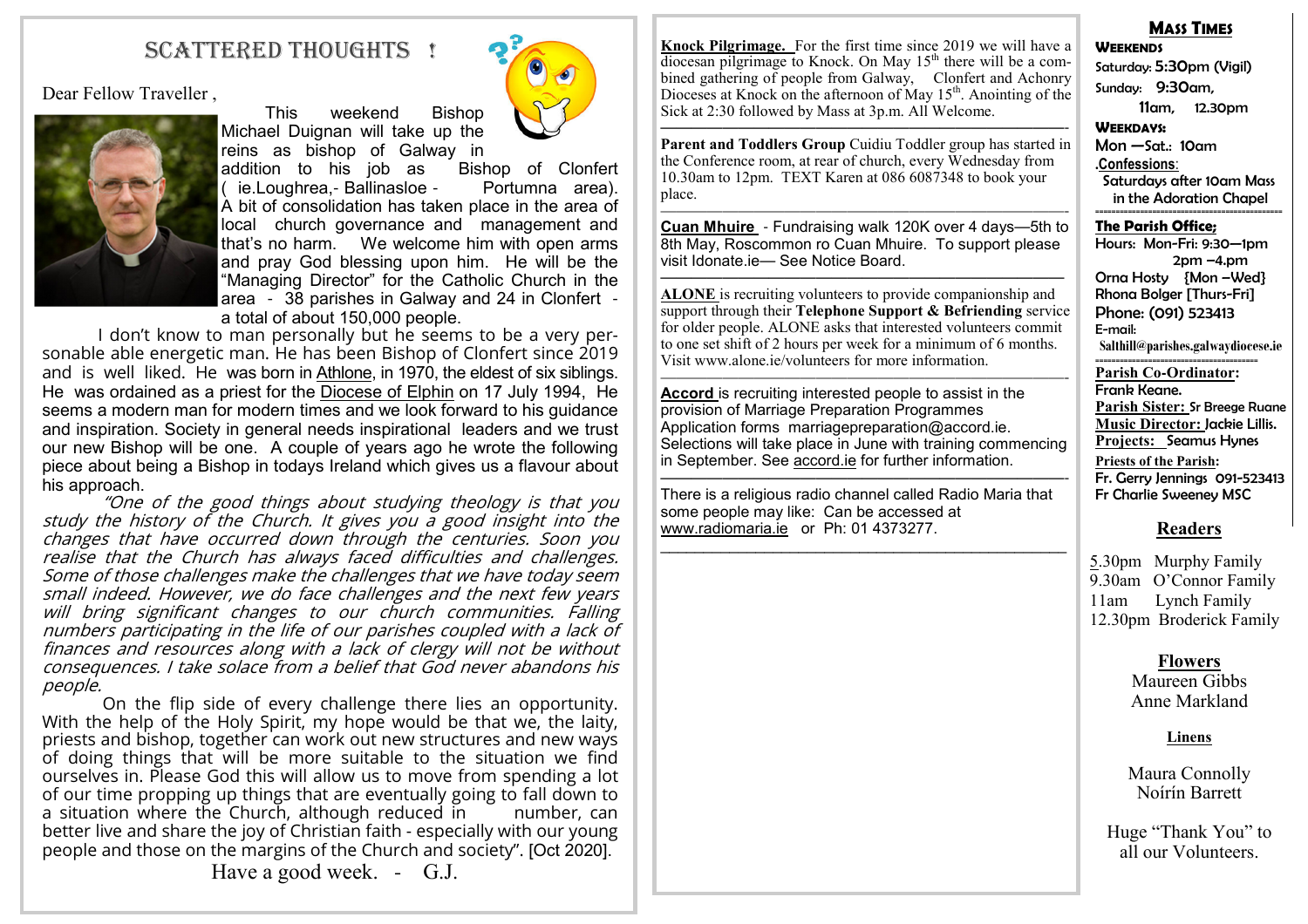# SCATTERED THOUGHTS !

Dear Fellow Traveller ,

This weekend Bishop Michael Duignan will take up the reins as bishop of Galway in addition to his job as Bishop of Clonfert ( ie.Loughrea,- Ballinasloe - Portumna area). A bit of consolidation has taken place in the area of local church governance and management and that's no harm. We welcome him with open arms and pray God blessing upon him. He will be the "Managing Director" for the Catholic Church in the area - 38 parishes in Galway and 24 in Clonfert - a total of about 150,000 people.

I don't know to man personally but he seems to be a very personable able energetic man. He has been Bishop of Clonfert since 2019 and is well liked. He was born in Athlone, in 1970, the eldest of six siblings. He was ordained as a priest for the Diocese of Elphin on 17 July 1994, He seems a modern man for modern times and we look forward to his guidance and inspiration. Society in general needs inspirational leaders and we trust our new Bishop will be one. A couple of years ago he wrote the following piece about being a Bishop in todays Ireland which gives us a flavour about his approach.

*"One of the good things about studying theology is that you study the history of the Church. It gives you a good insight into the changes that have occurred down through the centuries. Soon you realise that the Church has always faced difficulties and challenges. Some of those challenges make the challenges that we have today seem small indeed. However, we do face challenges and the next few years will bring significant changes to our church communities. Falling numbers participating in the life of our parishes coupled with a lack of finances and resources along with a lack of clergy will not be without consequences. I take solace from a belief that God never abandons his people.*

On the flip side of every challenge there lies an opportunity. With the help of the Holy Spirit, my hope would be that we, the laity, priests and bishop, together can work out new structures and new ways of doing things that will be more suitable to the situation we find ourselves in. Please God this will allow us to move from spending a lot of our time propping up things that are eventually going to fall down to a situation where the Church, although reduced in number, can better live and share the joy of Christian faith - especially with our young people and those on the margins of the Church and society". [Oct 2020].

Have a good week. - G.J.

---

**Knock Pilgrimage.** For the first time since 2019 we will have a diocesan pilgrimage to Knock. On May 15th there will be a combined gathering of people from Galway, Clonfert and Achonry Dioceses at Knock on the afternoon of May 15th. Anointing of the Sick at 2:30 followed by Mass at 3p.m. All Welcome.

---

**Parent and Toddlers Group** Cuidiu Toddler group has started in the Conference room, at rear of church, every Wednesday from 10.30am to 12pm. TEXT Karen at 086 6087348 to book your place.

---

**Cuan Mhuire** - Fundraising walk 120K over 4 days—5th to 8th May, Roscommon ro Cuan Mhuire. To support please visit Idonate.ie— See Notice Board.

---

**ALONE** is recruiting volunteers to provide companionship and support through their **Telephone Support & Befriending** service for older people. ALONE asks that interested volunteers commit to one set shift of 2 hours per week for a minimum of 6 months. Visit www.alone.ie/volunteers for more information.

---

**Accord** is recruiting interested people to assist in the provision of Marriage Preparation Programmes Application forms marriagepreparation@accord.ie. Selections will take place in June with training commencing in September. See accord.ie for further information.

---

There is a religious radio channel called Radio Maria that some people may like: Can be accessed at www.radiomaria.ie or Ph: 01 4373277.

---

## Mass Times

**Weekends**

Saturday: 5:30pm (Vigil)

Sunday: 9:30am, 11am, 12.30pm

**Weekdays:**

Mon —Sat.: 10am

**Confessions**: Saturdays after 10am Mass in the Adoration Chapel

---

**The Parish Office;**

Hours: Mon-Fri: 9:30—1pm 2pm –4.pm

Orna Hosty {Mon –Wed}

Rhona Bolger [Thurs-Fri]

Phone: (091) 523413

E-mail: Salthill@parishes.galwaydiocese.ie

---

**Parish Co-Ordinator:** Frank Keane.

**Parish Sister:** Sr Breege Ruane

**Music Director:** Jackie Lillis.

**Projects:** Seamus Hynes

**Priests of the Parish:**

Fr. Gerry Jennings 091-523413

Fr Charlie Sweeney MSC

## Readers

5.30pm Murphy Family

9.30am O'Connor Family

11am Lynch Family

12.30pm Broderick Family

## Flowers

Maureen Gibbs

Anne Markland

## Linens

Maura Connolly

Noírín Barrett

Huge "Thank You" to all our Volunteers.